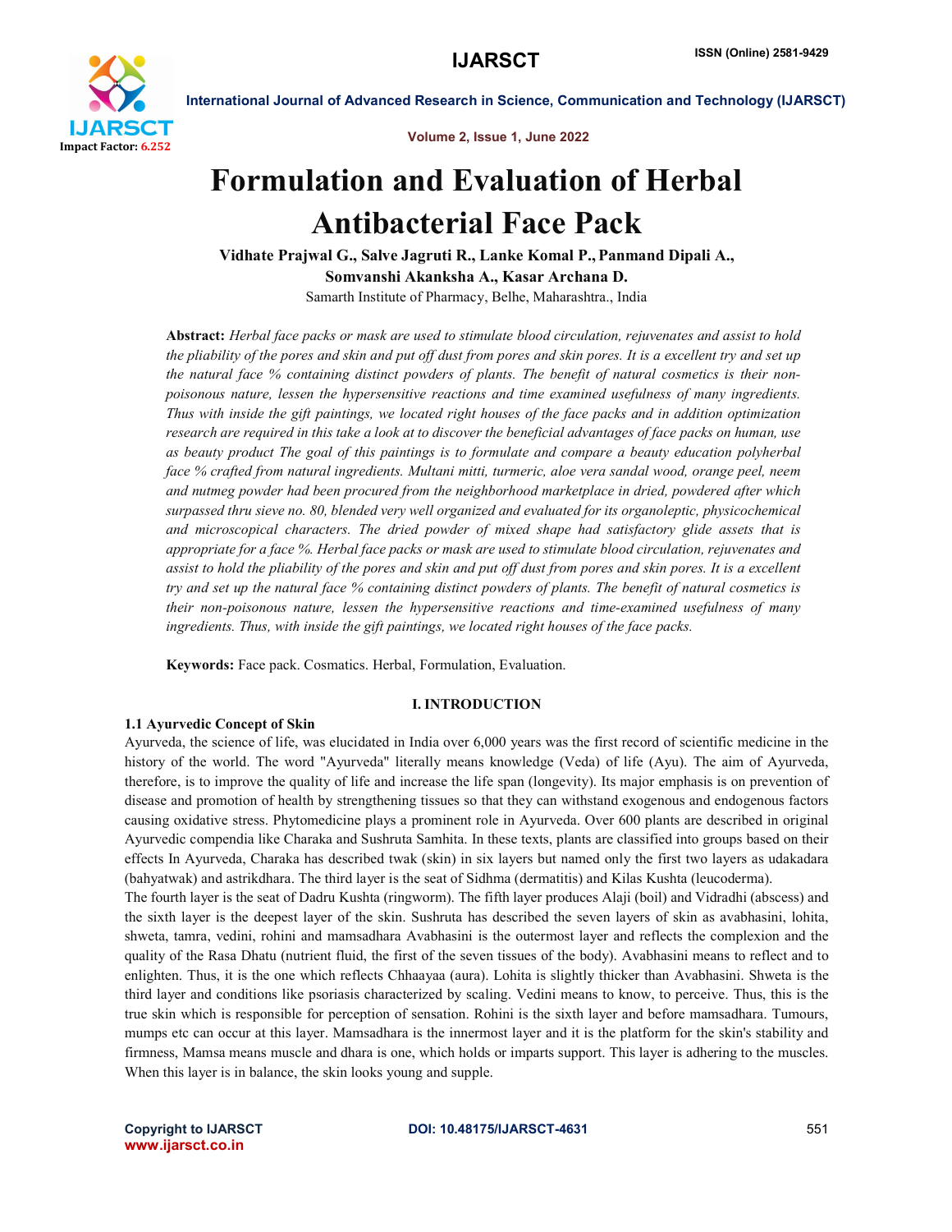# Formulation and Evaluation of Herbal Antibacterial Face Pack

**Vidhate Prajwal G., Salve Jagruti R., Lanke Komal P., Panmand Dipali A., Somvanshi Akanksha A., Kasar Archana D.**

Samarth Institute of Pharmacy, Belhe, Maharashtra., India

**Abstract:** *Herbal face packs or mask are used to stimulate blood circulation, rejuvenates and assist to hold the pliability of the pores and skin and put off dust from pores and skin pores. It is a excellent try and set up the natural face % containing distinct powders of plants. The benefit of natural cosmetics is their non-poisonous nature, lessen the hypersensitive reactions and time examined usefulness of many ingredients. Thus with inside the gift paintings, we located right houses of the face packs and in addition optimization research are required in this take a look at to discover the beneficial advantages of face packs on human, use as beauty product The goal of this paintings is to formulate and compare a beauty education polyherbal face % crafted from natural ingredients. Multani mitti, turmeric, aloe vera sandal wood, orange peel, neem and nutmeg powder had been procured from the neighborhood marketplace in dried, powdered after which surpassed thru sieve no. 80, blended very well organized and evaluated for its organoleptic, physicochemical and microscopical characters. The dried powder of mixed shape had satisfactory glide assets that is appropriate for a face %. Herbal face packs or mask are used to stimulate blood circulation, rejuvenates and assist to hold the pliability of the pores and skin and put off dust from pores and skin pores. It is a excellent try and set up the natural face % containing distinct powders of plants. The benefit of natural cosmetics is their non-poisonous nature, lessen the hypersensitive reactions and time-examined usefulness of many ingredients. Thus, with inside the gift paintings, we located right houses of the face packs.*

**Keywords:** Face pack. Cosmatics. Herbal, Formulation, Evaluation.

## I. INTRODUCTION

### 1.1 Ayurvedic Concept of Skin

Ayurveda, the science of life, was elucidated in India over 6,000 years was the first record of scientific medicine in the history of the world. The word "Ayurveda" literally means knowledge (Veda) of life (Ayu). The aim of Ayurveda, therefore, is to improve the quality of life and increase the life span (longevity). Its major emphasis is on prevention of disease and promotion of health by strengthening tissues so that they can withstand exogenous and endogenous factors causing oxidative stress. Phytomedicine plays a prominent role in Ayurveda. Over 600 plants are described in original Ayurvedic compendia like Charaka and Sushruta Samhita. In these texts, plants are classified into groups based on their effects In Ayurveda, Charaka has described twak (skin) in six layers but named only the first two layers as udakadara (bahyatwak) and astrikdhara. The third layer is the seat of Sidhma (dermatitis) and Kilas Kushta (leucoderma).

The fourth layer is the seat of Dadru Kushta (ringworm). The fifth layer produces Alaji (boil) and Vidradhi (abscess) and the sixth layer is the deepest layer of the skin. Sushruta has described the seven layers of skin as avabhasini, lohita, shweta, tamra, vedini, rohini and mamsadhara Avabhasini is the outermost layer and reflects the complexion and the quality of the Rasa Dhatu (nutrient fluid, the first of the seven tissues of the body). Avabhasini means to reflect and to enlighten. Thus, it is the one which reflects Chhaayaa (aura). Lohita is slightly thicker than Avabhasini. Shweta is the third layer and conditions like psoriasis characterized by scaling. Vedini means to know, to perceive. Thus, this is the true skin which is responsible for perception of sensation. Rohini is the sixth layer and before mamsadhara. Tumours, mumps etc can occur at this layer. Mamsadhara is the innermost layer and it is the platform for the skin's stability and firmness, Mamsa means muscle and dhara is one, which holds or imparts support. This layer is adhering to the muscles. When this layer is in balance, the skin looks young and supple.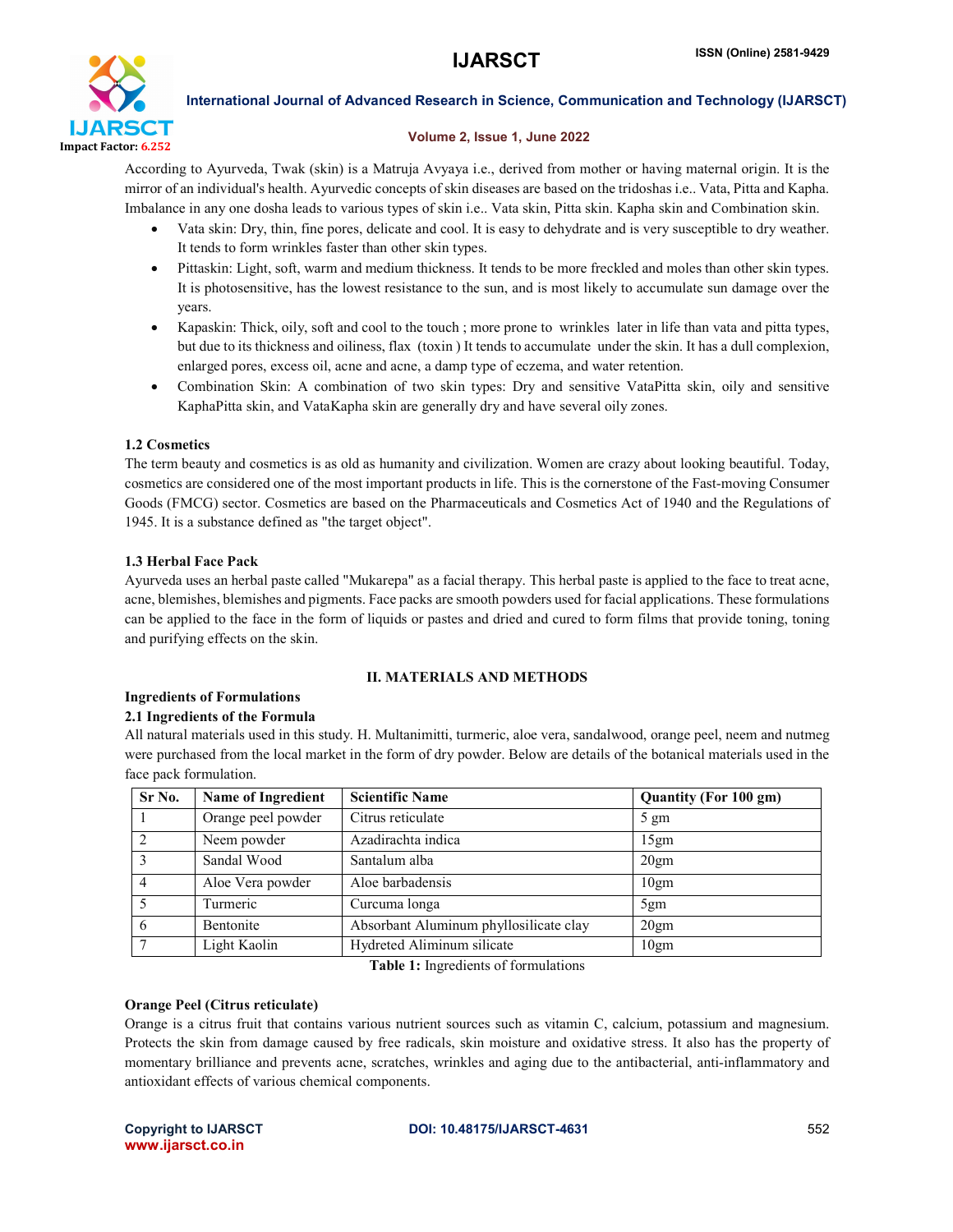According to Ayurveda, Twak (skin) is a Matruja Avyaya i.e., derived from mother or having maternal origin. It is the mirror of an individual's health. Ayurvedic concepts of skin diseases are based on the tridoshas i.e.. Vata, Pitta and Kapha. Imbalance in any one dosha leads to various types of skin i.e.. Vata skin, Pitta skin. Kapha skin and Combination skin.

- Vata skin: Dry, thin, fine pores, delicate and cool. It is easy to dehydrate and is very susceptible to dry weather. It tends to form wrinkles faster than other skin types.
- Pittaskin: Light, soft, warm and medium thickness. It tends to be more freckled and moles than other skin types. It is photosensitive, has the lowest resistance to the sun, and is most likely to accumulate sun damage over the years.
- Kapaskin: Thick, oily, soft and cool to the touch ; more prone to wrinkles later in life than vata and pitta types, but due to its thickness and oiliness, flax (toxin ) It tends to accumulate under the skin. It has a dull complexion, enlarged pores, excess oil, acne and acne, a damp type of eczema, and water retention.
- Combination Skin: A combination of two skin types: Dry and sensitive VataPitta skin, oily and sensitive KaphaPitta skin, and VataKapha skin are generally dry and have several oily zones.

### 1.2 Cosmetics

The term beauty and cosmetics is as old as humanity and civilization. Women are crazy about looking beautiful. Today, cosmetics are considered one of the most important products in life. This is the cornerstone of the Fast-moving Consumer Goods (FMCG) sector. Cosmetics are based on the Pharmaceuticals and Cosmetics Act of 1940 and the Regulations of 1945. It is a substance defined as "the target object".

### 1.3 Herbal Face Pack

Ayurveda uses an herbal paste called "Mukarepa" as a facial therapy. This herbal paste is applied to the face to treat acne, acne, blemishes, blemishes and pigments. Face packs are smooth powders used for facial applications. These formulations can be applied to the face in the form of liquids or pastes and dried and cured to form films that provide toning, toning and purifying effects on the skin.

## II. MATERIALS AND METHODS

### Ingredients of Formulations

### 2.1 Ingredients of the Formula

All natural materials used in this study. H. Multanimitti, turmeric, aloe vera, sandalwood, orange peel, neem and nutmeg were purchased from the local market in the form of dry powder. Below are details of the botanical materials used in the face pack formulation.

| Sr No. | Name of Ingredient | Scientific Name | Quantity (For 100 gm) |
|---|---|---|---|
| 1 | Orange peel powder | Citrus reticulate | 5 gm |
| 2 | Neem powder | Azadirachta indica | 15gm |
| 3 | Sandal Wood | Santalum alba | 20gm |
| 4 | Aloe Vera powder | Aloe barbadensis | 10gm |
| 5 | Turmeric | Curcuma longa | 5gm |
| 6 | Bentonite | Absorbant Aluminum phyllosilicate clay | 20gm |
| 7 | Light Kaolin | Hydreted Aliminum silicate | 10gm |

**Table 1:** Ingredients of formulations

### Orange Peel (Citrus reticulate)

Orange is a citrus fruit that contains various nutrient sources such as vitamin C, calcium, potassium and magnesium. Protects the skin from damage caused by free radicals, skin moisture and oxidative stress. It also has the property of momentary brilliance and prevents acne, scratches, wrinkles and aging due to the antibacterial, anti-inflammatory and antioxidant effects of various chemical components.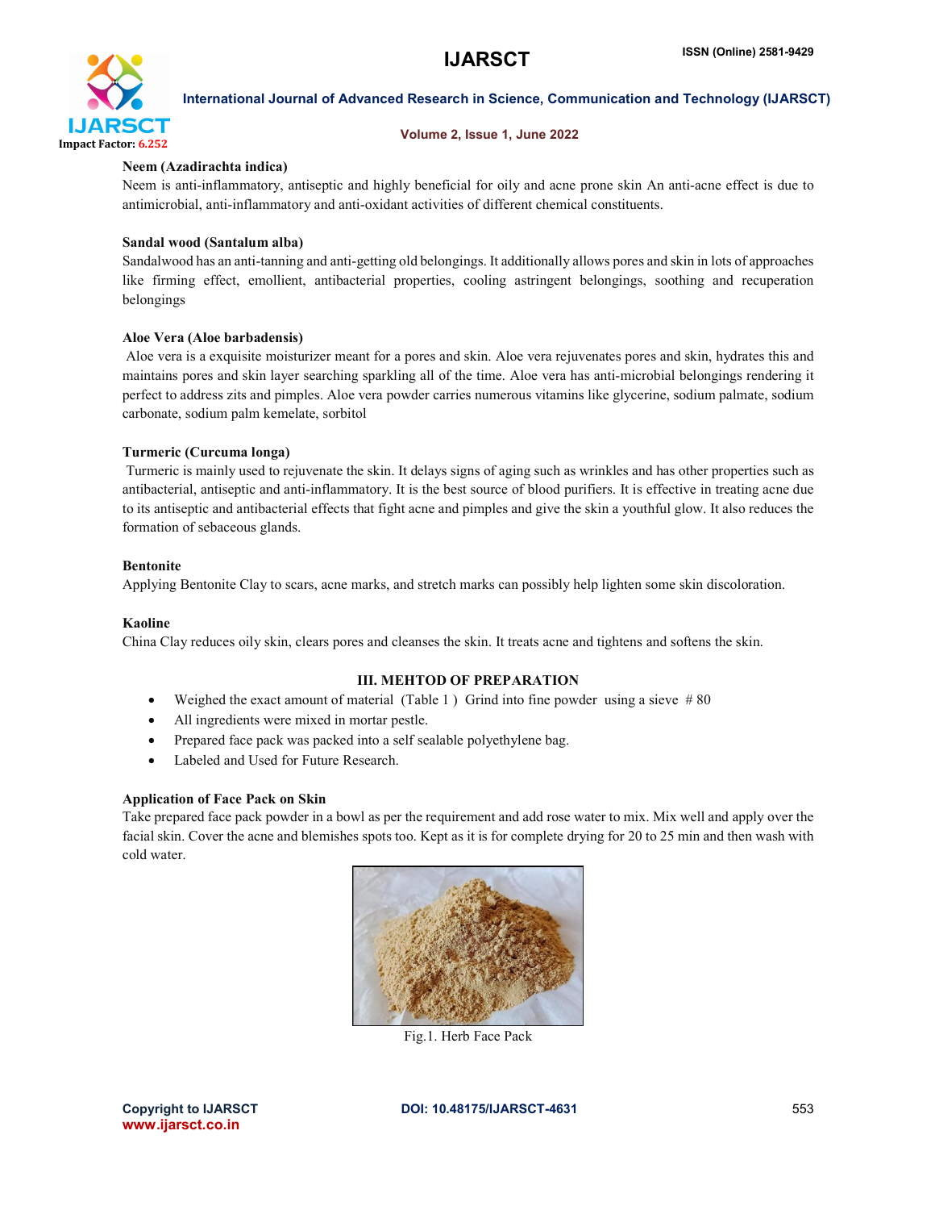**Neem (Azadirachta indica)**

Neem is anti-inflammatory, antiseptic and highly beneficial for oily and acne prone skin An anti-acne effect is due to antimicrobial, anti-inflammatory and anti-oxidant activities of different chemical constituents.

**Sandal wood (Santalum alba)**

Sandalwood has an anti-tanning and anti-getting old belongings. It additionally allows pores and skin in lots of approaches like firming effect, emollient, antibacterial properties, cooling astringent belongings, soothing and recuperation belongings

**Aloe Vera (Aloe barbadensis)**

Aloe vera is a exquisite moisturizer meant for a pores and skin. Aloe vera rejuvenates pores and skin, hydrates this and maintains pores and skin layer searching sparkling all of the time. Aloe vera has anti-microbial belongings rendering it perfect to address zits and pimples. Aloe vera powder carries numerous vitamins like glycerine, sodium palmate, sodium carbonate, sodium palm kemelate, sorbitol

**Turmeric (Curcuma longa)**

Turmeric is mainly used to rejuvenate the skin. It delays signs of aging such as wrinkles and has other properties such as antibacterial, antiseptic and anti-inflammatory. It is the best source of blood purifiers. It is effective in treating acne due to its antiseptic and antibacterial effects that fight acne and pimples and give the skin a youthful glow. It also reduces the formation of sebaceous glands.

**Bentonite**

Applying Bentonite Clay to scars, acne marks, and stretch marks can possibly help lighten some skin discoloration.

**Kaoline**

China Clay reduces oily skin, clears pores and cleanses the skin. It treats acne and tightens and softens the skin.

## III. MEHTOD OF PREPARATION

- Weighed the exact amount of material (Table 1 ) Grind into fine powder using a sieve # 80
- All ingredients were mixed in mortar pestle.
- Prepared face pack was packed into a self sealable polyethylene bag.
- Labeled and Used for Future Research.

**Application of Face Pack on Skin**

Take prepared face pack powder in a bowl as per the requirement and add rose water to mix. Mix well and apply over the facial skin. Cover the acne and blemishes spots too. Kept as it is for complete drying for 20 to 25 min and then wash with cold water.

Fig.1. Herb Face Pack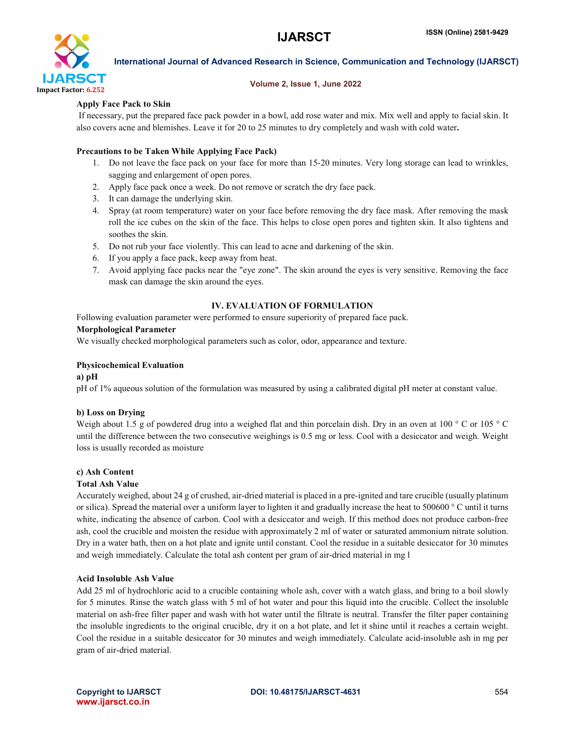**Apply Face Pack to Skin**

If necessary, put the prepared face pack powder in a bowl, add rose water and mix. Mix well and apply to facial skin. It also covers acne and blemishes. Leave it for 20 to 25 minutes to dry completely and wash with cold water**.**

**Precautions to be Taken While Applying Face Pack)**

1. Do not leave the face pack on your face for more than 15-20 minutes. Very long storage can lead to wrinkles, sagging and enlargement of open pores.
2. Apply face pack once a week. Do not remove or scratch the dry face pack.
3. It can damage the underlying skin.
4. Spray (at room temperature) water on your face before removing the dry face mask. After removing the mask roll the ice cubes on the skin of the face. This helps to close open pores and tighten skin. It also tightens and soothes the skin.
5. Do not rub your face violently. This can lead to acne and darkening of the skin.
6. If you apply a face pack, keep away from heat.
7. Avoid applying face packs near the "eye zone". The skin around the eyes is very sensitive. Removing the face mask can damage the skin around the eyes.

## IV. EVALUATION OF FORMULATION

Following evaluation parameter were performed to ensure superiority of prepared face pack.

**Morphological Parameter**

We visually checked morphological parameters such as color, odor, appearance and texture.

**Physicochemical Evaluation**

**a) pH**

pH of 1% aqueous solution of the formulation was measured by using a calibrated digital pH meter at constant value.

**b) Loss on Drying**

Weigh about 1.5 g of powdered drug into a weighed flat and thin porcelain dish. Dry in an oven at 100 ° C or 105 ° C until the difference between the two consecutive weighings is 0.5 mg or less. Cool with a desiccator and weigh. Weight loss is usually recorded as moisture

**c) Ash Content**

**Total Ash Value**

Accurately weighed, about 24 g of crushed, air-dried material is placed in a pre-ignited and tare crucible (usually platinum or silica). Spread the material over a uniform layer to lighten it and gradually increase the heat to 500600 ° C until it turns white, indicating the absence of carbon. Cool with a desiccator and weigh. If this method does not produce carbon-free ash, cool the crucible and moisten the residue with approximately 2 ml of water or saturated ammonium nitrate solution. Dry in a water bath, then on a hot plate and ignite until constant. Cool the residue in a suitable desiccator for 30 minutes and weigh immediately. Calculate the total ash content per gram of air-dried material in mg l

**Acid Insoluble Ash Value**

Add 25 ml of hydrochloric acid to a crucible containing whole ash, cover with a watch glass, and bring to a boil slowly for 5 minutes. Rinse the watch glass with 5 ml of hot water and pour this liquid into the crucible. Collect the insoluble material on ash-free filter paper and wash with hot water until the filtrate is neutral. Transfer the filter paper containing the insoluble ingredients to the original crucible, dry it on a hot plate, and let it shine until it reaches a certain weight. Cool the residue in a suitable desiccator for 30 minutes and weigh immediately. Calculate acid-insoluble ash in mg per gram of air-dried material.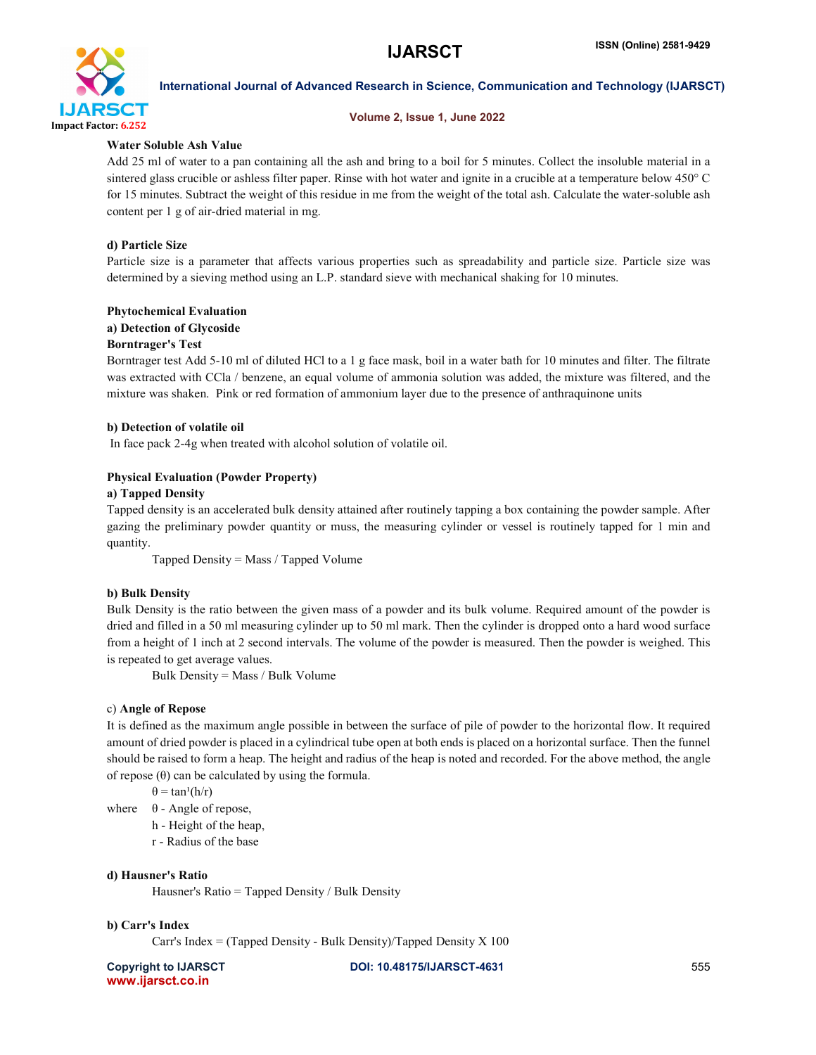**Water Soluble Ash Value**

Add 25 ml of water to a pan containing all the ash and bring to a boil for 5 minutes. Collect the insoluble material in a sintered glass crucible or ashless filter paper. Rinse with hot water and ignite in a crucible at a temperature below 450° C for 15 minutes. Subtract the weight of this residue in me from the weight of the total ash. Calculate the water-soluble ash content per 1 g of air-dried material in mg.

**d) Particle Size**

Particle size is a parameter that affects various properties such as spreadability and particle size. Particle size was determined by a sieving method using an L.P. standard sieve with mechanical shaking for 10 minutes.

**Phytochemical Evaluation**

**a) Detection of Glycoside**

**Borntrager's Test**

Borntrager test Add 5-10 ml of diluted HCl to a 1 g face mask, boil in a water bath for 10 minutes and filter. The filtrate was extracted with CCla / benzene, an equal volume of ammonia solution was added, the mixture was filtered, and the mixture was shaken. Pink or red formation of ammonium layer due to the presence of anthraquinone units

**b) Detection of volatile oil**

In face pack 2-4g when treated with alcohol solution of volatile oil.

**Physical Evaluation (Powder Property)**

**a) Tapped Density**

Tapped density is an accelerated bulk density attained after routinely tapping a box containing the powder sample. After gazing the preliminary powder quantity or muss, the measuring cylinder or vessel is routinely tapped for 1 min and quantity.

Tapped Density = Mass / Tapped Volume

**b) Bulk Density**

Bulk Density is the ratio between the given mass of a powder and its bulk volume. Required amount of the powder is dried and filled in a 50 ml measuring cylinder up to 50 ml mark. Then the cylinder is dropped onto a hard wood surface from a height of 1 inch at 2 second intervals. The volume of the powder is measured. Then the powder is weighed. This is repeated to get average values.

Bulk Density = Mass / Bulk Volume

c) **Angle of Repose**

It is defined as the maximum angle possible in between the surface of pile of powder to the horizontal flow. It required amount of dried powder is placed in a cylindrical tube open at both ends is placed on a horizontal surface. Then the funnel should be raised to form a heap. The height and radius of the heap is noted and recorded. For the above method, the angle of repose ($\theta$) can be calculated by using the formula.

$$\theta = \tan^{1}(h/r)$$

where $\theta$ - Angle of repose,
h - Height of the heap,
r - Radius of the base

**d) Hausner's Ratio**

Hausner's Ratio = Tapped Density / Bulk Density

**b) Carr's Index**

Carr's Index = (Tapped Density - Bulk Density)/Tapped Density X 100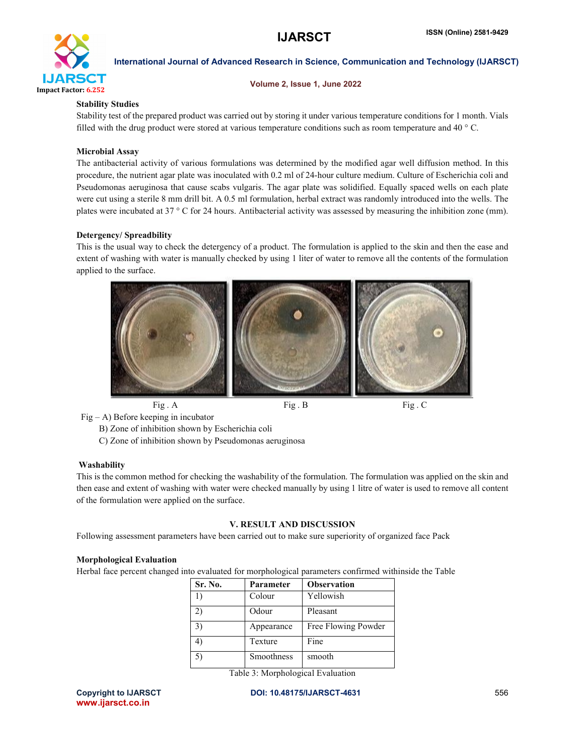### Stability Studies

Stability test of the prepared product was carried out by storing it under various temperature conditions for 1 month. Vials filled with the drug product were stored at various temperature conditions such as room temperature and 40 ° C.

### Microbial Assay

The antibacterial activity of various formulations was determined by the modified agar well diffusion method. In this procedure, the nutrient agar plate was inoculated with 0.2 ml of 24-hour culture medium. Culture of Escherichia coli and Pseudomonas aeruginosa that cause scabs vulgaris. The agar plate was solidified. Equally spaced wells on each plate were cut using a sterile 8 mm drill bit. A 0.5 ml formulation, herbal extract was randomly introduced into the wells. The plates were incubated at 37 ° C for 24 hours. Antibacterial activity was assessed by measuring the inhibition zone (mm).

### Detergency/ Spreadbility

This is the usual way to check the detergency of a product. The formulation is applied to the skin and then the ease and extent of washing with water is manually checked by using 1 liter of water to remove all the contents of the formulation applied to the surface.

Fig . A Fig . B Fig . C

Fig – A) Before keeping in incubator
B) Zone of inhibition shown by Escherichia coli
C) Zone of inhibition shown by Pseudomonas aeruginosa

### Washability

This is the common method for checking the washability of the formulation. The formulation was applied on the skin and then ease and extent of washing with water were checked manually by using 1 litre of water is used to remove all content of the formulation were applied on the surface.

## V. RESULT AND DISCUSSION

Following assessment parameters have been carried out to make sure superiority of organized face Pack

### Morphological Evaluation

Herbal face percent changed into evaluated for morphological parameters confirmed withinside the Table

| Sr. No. | Parameter | Observation |
|---|---|---|
| 1) | Colour | Yellowish |
| 2) | Odour | Pleasant |
| 3) | Appearance | Free Flowing Powder |
| 4) | Texture | Fine |
| 5) | Smoothness | smooth |

Table 3: Morphological Evaluation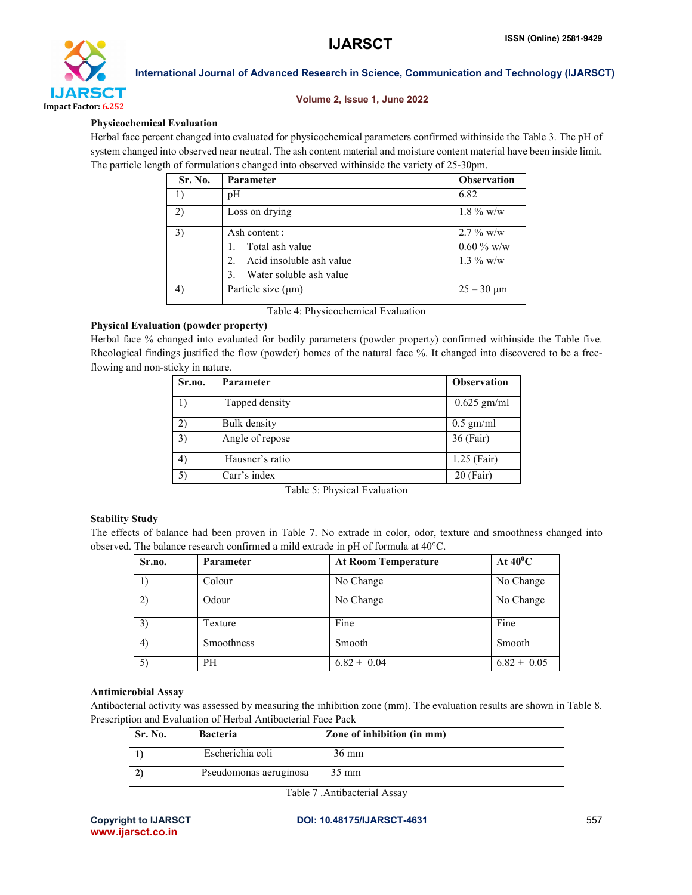**Physicochemical Evaluation**

Herbal face percent changed into evaluated for physicochemical parameters confirmed withinside the Table 3. The pH of system changed into observed near neutral. The ash content material and moisture content material have been inside limit. The particle length of formulations changed into observed withinside the variety of 25-30pm.

| Sr. No. | Parameter | Observation |
|---|---|---|
| 1) | pH | 6.82 |
| 2) | Loss on drying | 1.8 % w/w |
| 3) | Ash content :<br>1. Total ash value<br>2. Acid insoluble ash value<br>3. Water soluble ash value | 2.7 % w/w<br>0.60 % w/w<br>1.3 % w/w |
| 4) | Particle size (μm) | 25 – 30 μm |

Table 4: Physicochemical Evaluation

**Physical Evaluation (powder property)**

Herbal face % changed into evaluated for bodily parameters (powder property) confirmed withinside the Table five. Rheological findings justified the flow (powder) homes of the natural face %. It changed into discovered to be a free-flowing and non-sticky in nature.

| Sr.no. | Parameter | Observation |
|---|---|---|
| 1) | Tapped density | 0.625 gm/ml |
| 2) | Bulk density | 0.5 gm/ml |
| 3) | Angle of repose | 36 (Fair) |
| 4) | Hausner's ratio | 1.25 (Fair) |
| 5) | Carr's index | 20 (Fair) |

Table 5: Physical Evaluation

**Stability Study**

The effects of balance had been proven in Table 7. No extrade in color, odor, texture and smoothness changed into observed. The balance research confirmed a mild extrade in pH of formula at 40°C.

| Sr.no. | Parameter | At Room Temperature | At $40^0$C |
|---|---|---|---|
| 1) | Colour | No Change | No Change |
| 2) | Odour | No Change | No Change |
| 3) | Texture | Fine | Fine |
| 4) | Smoothness | Smooth | Smooth |
| 5) | PH | 6.82 + 0.04 | 6.82 + 0.05 |

**Antimicrobial Assay**

Antibacterial activity was assessed by measuring the inhibition zone (mm). The evaluation results are shown in Table 8. Prescription and Evaluation of Herbal Antibacterial Face Pack

| Sr. No. | Bacteria | Zone of inhibition (in mm) |
|---|---|---|
| **1)** | Escherichia coli | 36 mm |
| **2)** | Pseudomonas aeruginosa | 35 mm |

Table 7 .Antibacterial Assay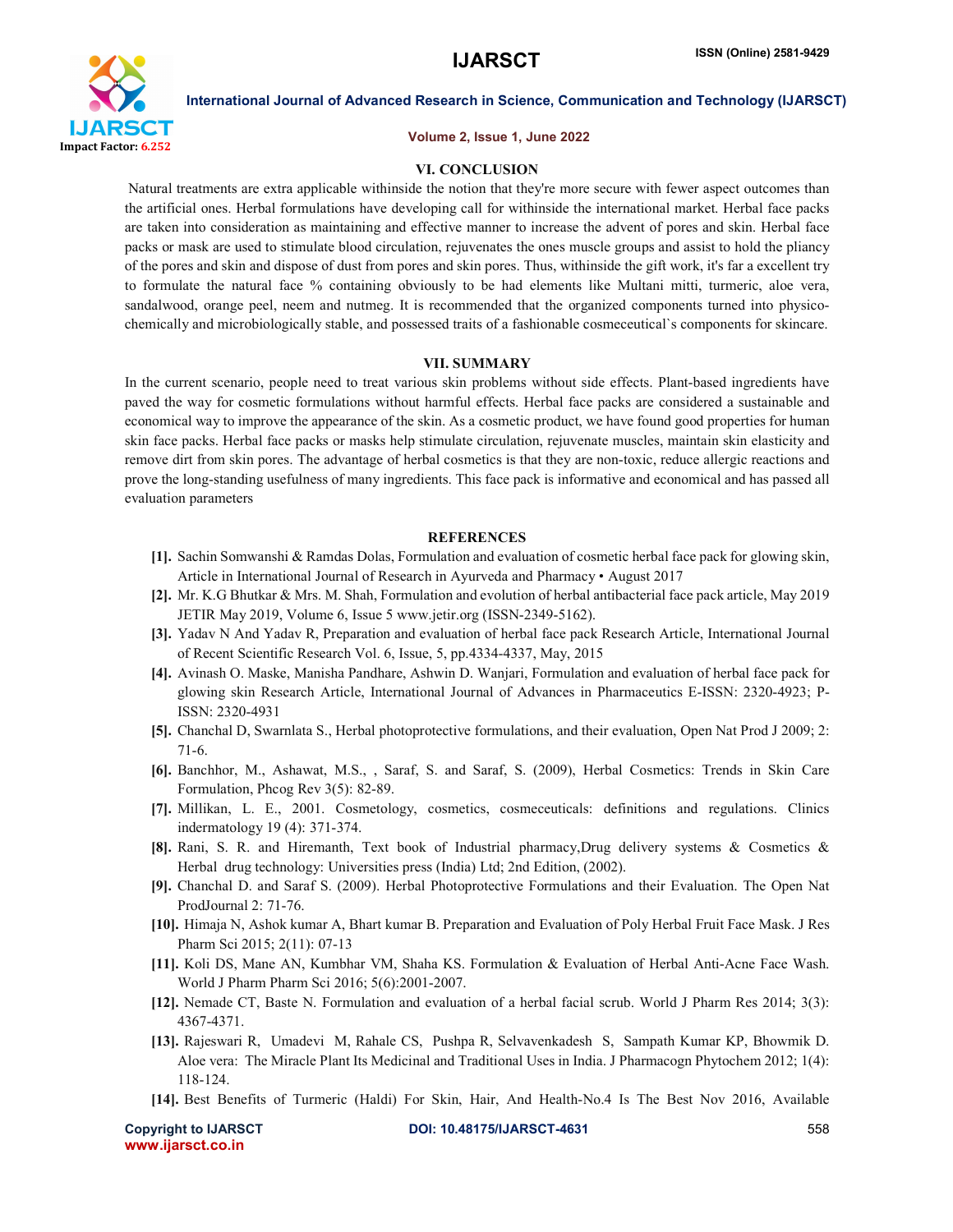## VI. CONCLUSION

Natural treatments are extra applicable withinside the notion that they're more secure with fewer aspect outcomes than the artificial ones. Herbal formulations have developing call for withinside the international market. Herbal face packs are taken into consideration as maintaining and effective manner to increase the advent of pores and skin. Herbal face packs or mask are used to stimulate blood circulation, rejuvenates the ones muscle groups and assist to hold the pliancy of the pores and skin and dispose of dust from pores and skin pores. Thus, withinside the gift work, it's far a excellent try to formulate the natural face % containing obviously to be had elements like Multani mitti, turmeric, aloe vera, sandalwood, orange peel, neem and nutmeg. It is recommended that the organized components turned into physico-chemically and microbiologically stable, and possessed traits of a fashionable cosmeceutical`s components for skincare.

## VII. SUMMARY

In the current scenario, people need to treat various skin problems without side effects. Plant-based ingredients have paved the way for cosmetic formulations without harmful effects. Herbal face packs are considered a sustainable and economical way to improve the appearance of the skin. As a cosmetic product, we have found good properties for human skin face packs. Herbal face packs or masks help stimulate circulation, rejuvenate muscles, maintain skin elasticity and remove dirt from skin pores. The advantage of herbal cosmetics is that they are non-toxic, reduce allergic reactions and prove the long-standing usefulness of many ingredients. This face pack is informative and economical and has passed all evaluation parameters

## REFERENCES

[1]. Sachin Somwanshi & Ramdas Dolas, Formulation and evaluation of cosmetic herbal face pack for glowing skin, Article in International Journal of Research in Ayurveda and Pharmacy • August 2017

[2]. Mr. K.G Bhutkar & Mrs. M. Shah, Formulation and evolution of herbal antibacterial face pack article, May 2019 JETIR May 2019, Volume 6, Issue 5 www.jetir.org (ISSN-2349-5162).

[3]. Yadav N And Yadav R, Preparation and evaluation of herbal face pack Research Article, International Journal of Recent Scientific Research Vol. 6, Issue, 5, pp.4334-4337, May, 2015

[4]. Avinash O. Maske, Manisha Pandhare, Ashwin D. Wanjari, Formulation and evaluation of herbal face pack for glowing skin Research Article, International Journal of Advances in Pharmaceutics E-ISSN: 2320-4923; P-ISSN: 2320-4931

[5]. Chanchal D, Swarnlata S., Herbal photoprotective formulations, and their evaluation, Open Nat Prod J 2009; 2: 71-6.

[6]. Banchhor, M., Ashawat, M.S., , Saraf, S. and Saraf, S. (2009), Herbal Cosmetics: Trends in Skin Care Formulation, Phcog Rev 3(5): 82-89.

[7]. Millikan, L. E., 2001. Cosmetology, cosmetics, cosmeceuticals: definitions and regulations. Clinics indermatology 19 (4): 371-374.

[8]. Rani, S. R. and Hiremanth, Text book of Industrial pharmacy,Drug delivery systems & Cosmetics & Herbal drug technology: Universities press (India) Ltd; 2nd Edition, (2002).

[9]. Chanchal D. and Saraf S. (2009). Herbal Photoprotective Formulations and their Evaluation. The Open Nat ProdJournal 2: 71-76.

[10]. Himaja N, Ashok kumar A, Bhart kumar B. Preparation and Evaluation of Poly Herbal Fruit Face Mask. J Res Pharm Sci 2015; 2(11): 07-13

[11]. Koli DS, Mane AN, Kumbhar VM, Shaha KS. Formulation & Evaluation of Herbal Anti-Acne Face Wash. World J Pharm Pharm Sci 2016; 5(6):2001-2007.

[12]. Nemade CT, Baste N. Formulation and evaluation of a herbal facial scrub. World J Pharm Res 2014; 3(3): 4367-4371.

[13]. Rajeswari R, Umadevi M, Rahale CS, Pushpa R, Selvavenkadesh S, Sampath Kumar KP, Bhowmik D. Aloe vera: The Miracle Plant Its Medicinal and Traditional Uses in India. J Pharmacogn Phytochem 2012; 1(4): 118-124.

[14]. Best Benefits of Turmeric (Haldi) For Skin, Hair, And Health-No.4 Is The Best Nov 2016, Available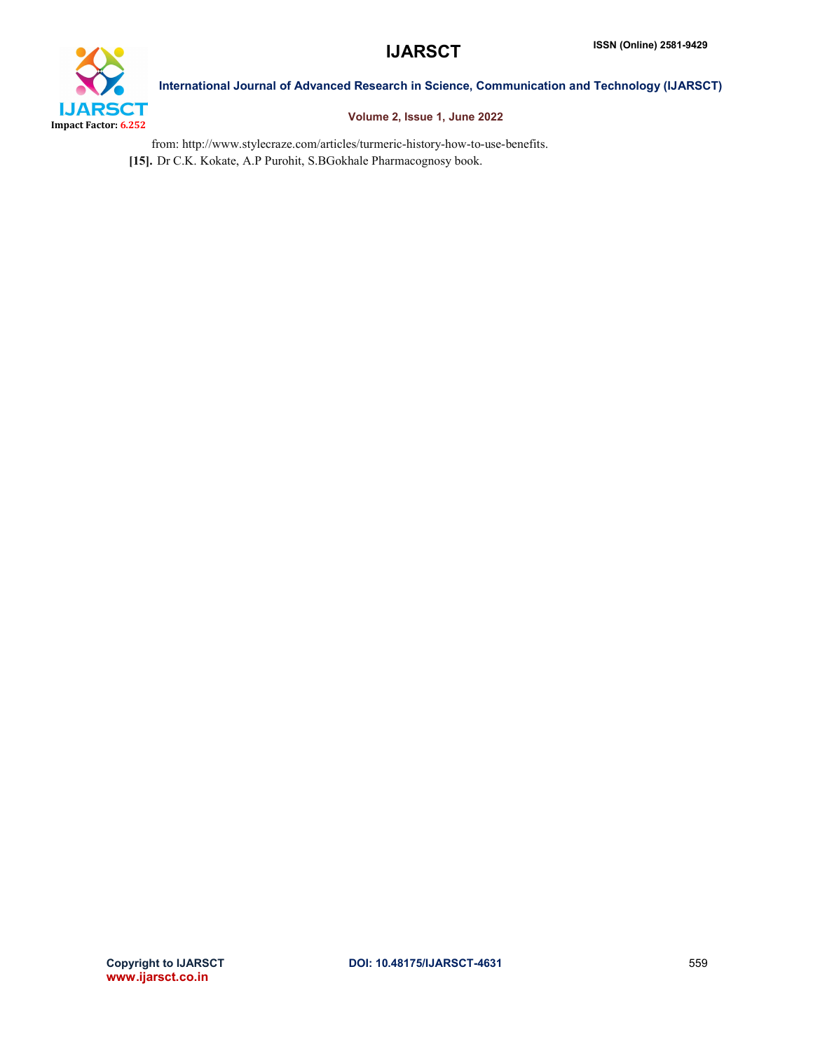from: http://www.stylecraze.com/articles/turmeric-history-how-to-use-benefits.

**[15].** Dr C.K. Kokate, A.P Purohit, S.BGokhale Pharmacognosy book.